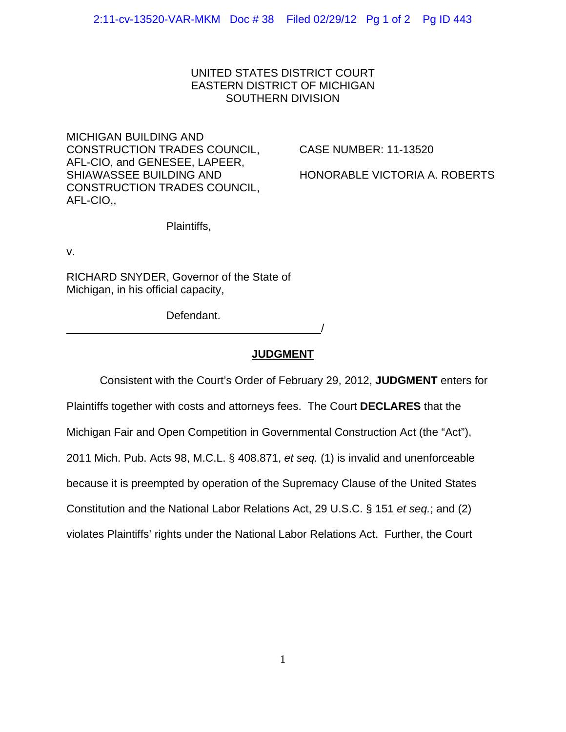UNITED STATES DISTRICT COURT
EASTERN DISTRICT OF MICHIGAN
SOUTHERN DIVISION

MICHIGAN BUILDING AND CONSTRUCTION TRADES COUNCIL, AFL-CIO, and GENESEE, LAPEER, SHIAWASSEE BUILDING AND CONSTRUCTION TRADES COUNCIL, AFL-CIO,,

Plaintiffs,

v.

RICHARD SNYDER, Governor of the State of Michigan, in his official capacity,

Defendant.

_____________________________________/

CASE NUMBER: 11-13520

HONORABLE VICTORIA A. ROBERTS

## JUDGMENT

Consistent with the Court's Order of February 29, 2012, **JUDGMENT** enters for Plaintiffs together with costs and attorneys fees. The Court **DECLARES** that the Michigan Fair and Open Competition in Governmental Construction Act (the "Act"), 2011 Mich. Pub. Acts 98, M.C.L. § 408.871, *et seq.* (1) is invalid and unenforceable because it is preempted by operation of the Supremacy Clause of the United States Constitution and the National Labor Relations Act, 29 U.S.C. § 151 *et seq.*; and (2) violates Plaintiffs' rights under the National Labor Relations Act. Further, the Court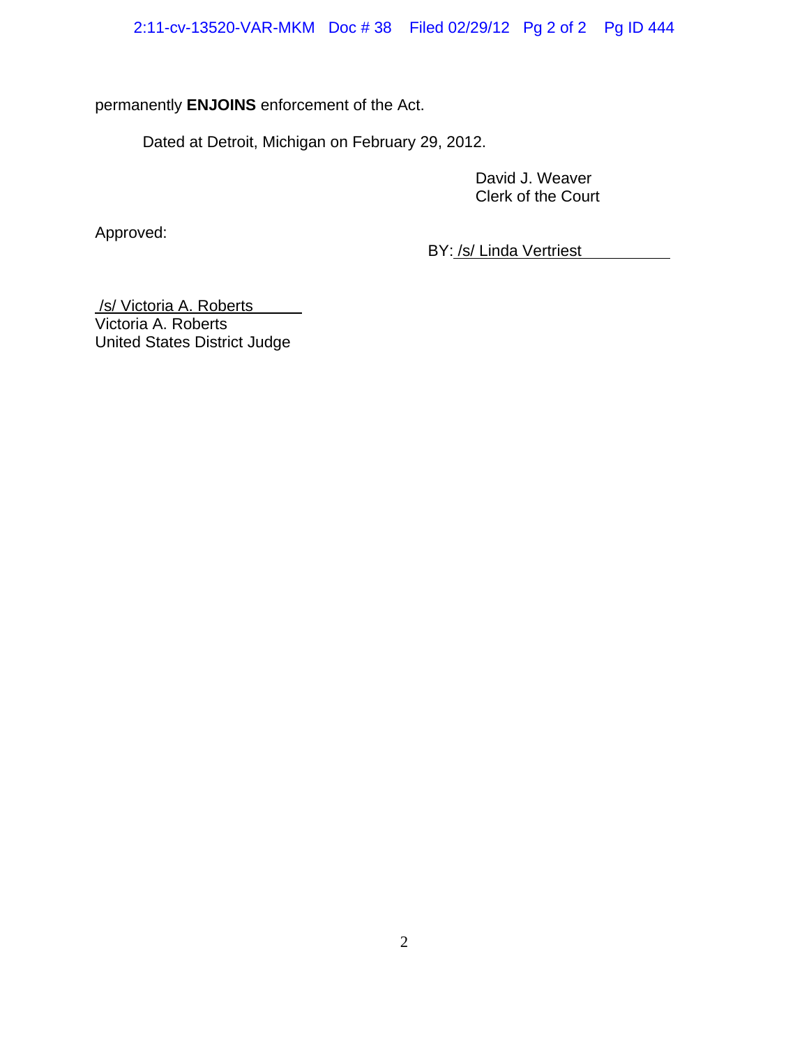permanently **ENJOINS** enforcement of the Act.

Dated at Detroit, Michigan on February 29, 2012.

David J. Weaver
Clerk of the Court

Approved:

BY: /s/ Linda Vertriest

/s/ Victoria A. Roberts
Victoria A. Roberts
United States District Judge